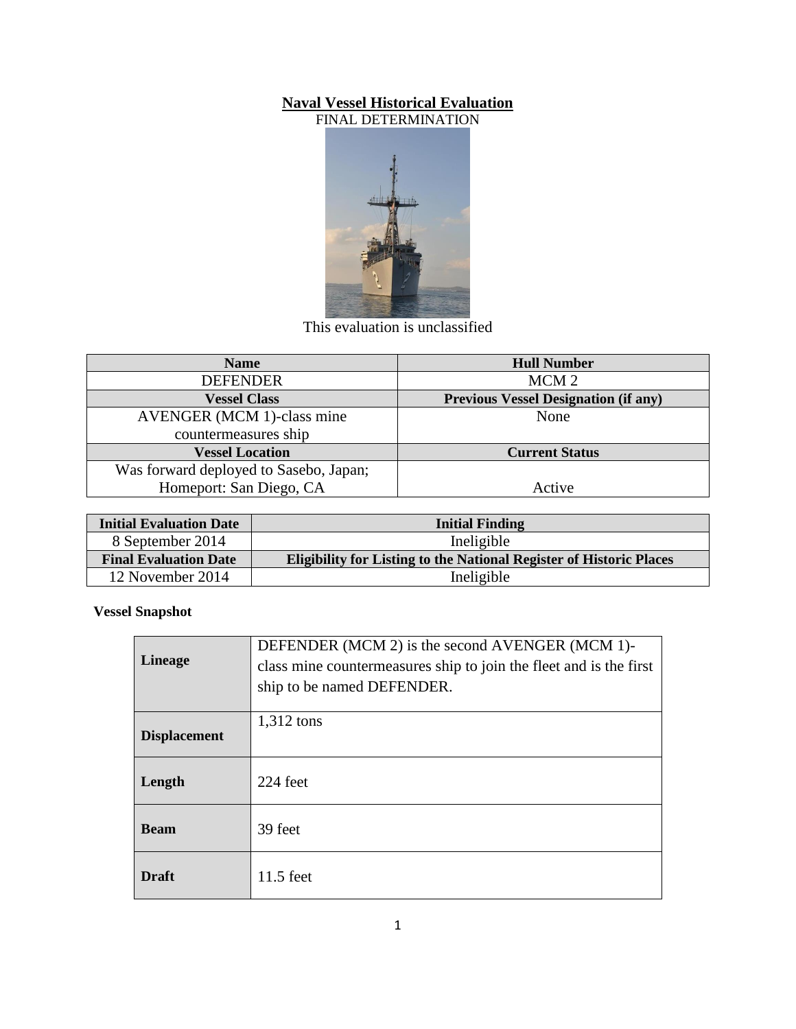# Naval Vessel Historical Evaluation

FINAL DETERMINATION

This evaluation is unclassified

| Name | Hull Number |
|---|---|
| DEFENDER | MCM 2 |
| **Vessel Class** | **Previous Vessel Designation (if any)** |
| AVENGER (MCM 1)-class mine countermeasures ship | None |
| **Vessel Location** | **Current Status** |
| Was forward deployed to Sasebo, Japan; Homeport: San Diego, CA | Active |

| Initial Evaluation Date | Initial Finding |
|---|---|
| 8 September 2014 | Ineligible |
| **Final Evaluation Date** | **Eligibility for Listing to the National Register of Historic Places** |
| 12 November 2014 | Ineligible |

**Vessel Snapshot**

| | |
|---|---|
| **Lineage** | DEFENDER (MCM 2) is the second AVENGER (MCM 1)-class mine countermeasures ship to join the fleet and is the first ship to be named DEFENDER. |
| **Displacement** | 1,312 tons |
| **Length** | 224 feet |
| **Beam** | 39 feet |
| **Draft** | 11.5 feet |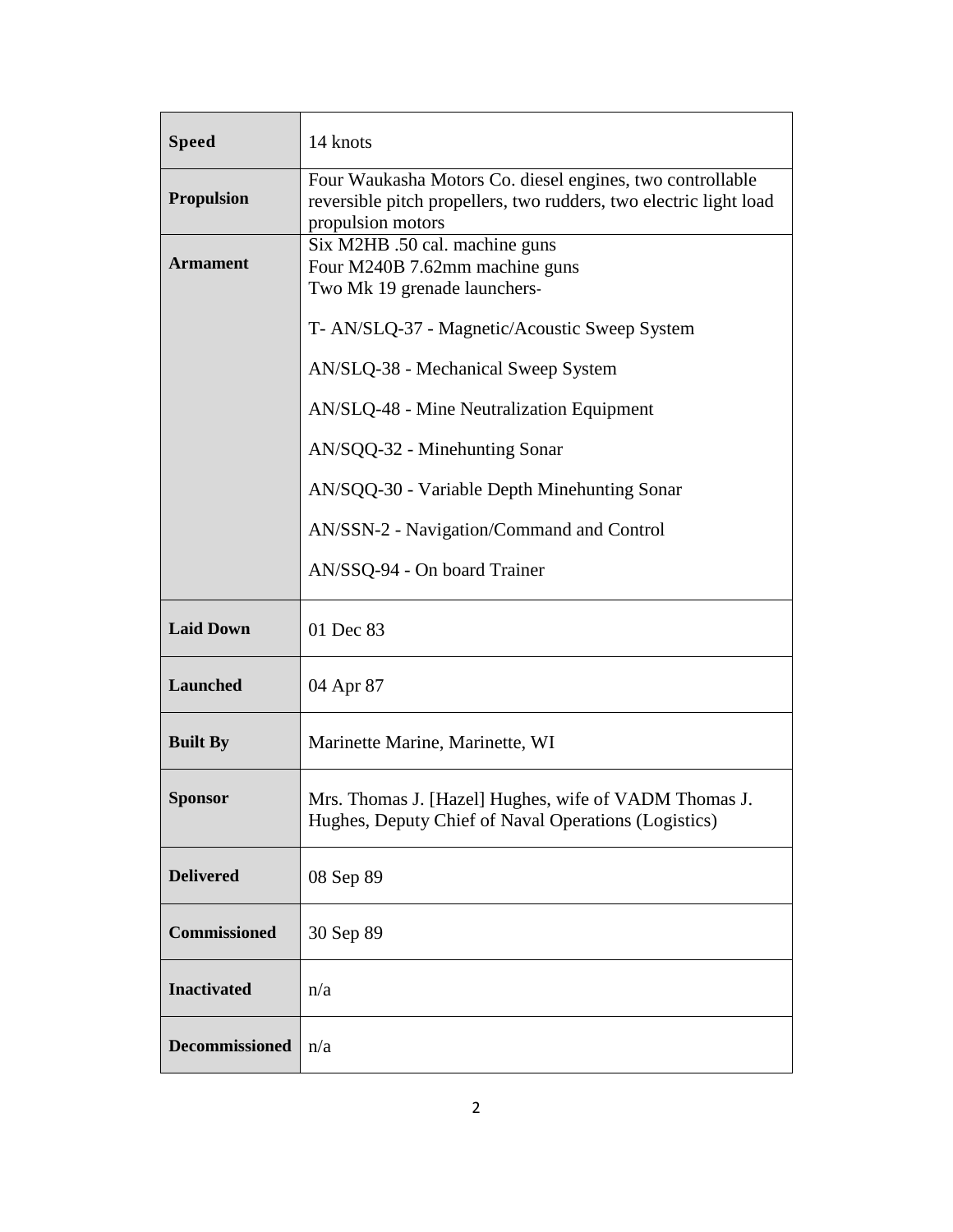| | |
|---|---|
| **Speed** | 14 knots |
| **Propulsion** | Four Waukasha Motors Co. diesel engines, two controllable reversible pitch propellers, two rudders, two electric light load propulsion motors |
| **Armament** | Six M2HB .50 cal. machine guns<br>Four M240B 7.62mm machine guns<br>Two Mk 19 grenade launchers-<br><br>T- AN/SLQ-37 - Magnetic/Acoustic Sweep System<br><br>AN/SLQ-38 - Mechanical Sweep System<br><br>AN/SLQ-48 - Mine Neutralization Equipment<br><br>AN/SQQ-32 - Minehunting Sonar<br><br>AN/SQQ-30 - Variable Depth Minehunting Sonar<br><br>AN/SSN-2 - Navigation/Command and Control<br><br>AN/SSQ-94 - On board Trainer |
| **Laid Down** | 01 Dec 83 |
| **Launched** | 04 Apr 87 |
| **Built By** | Marinette Marine, Marinette, WI |
| **Sponsor** | Mrs. Thomas J. [Hazel] Hughes, wife of VADM Thomas J. Hughes, Deputy Chief of Naval Operations (Logistics) |
| **Delivered** | 08 Sep 89 |
| **Commissioned** | 30 Sep 89 |
| **Inactivated** | n/a |
| **Decommissioned** | n/a |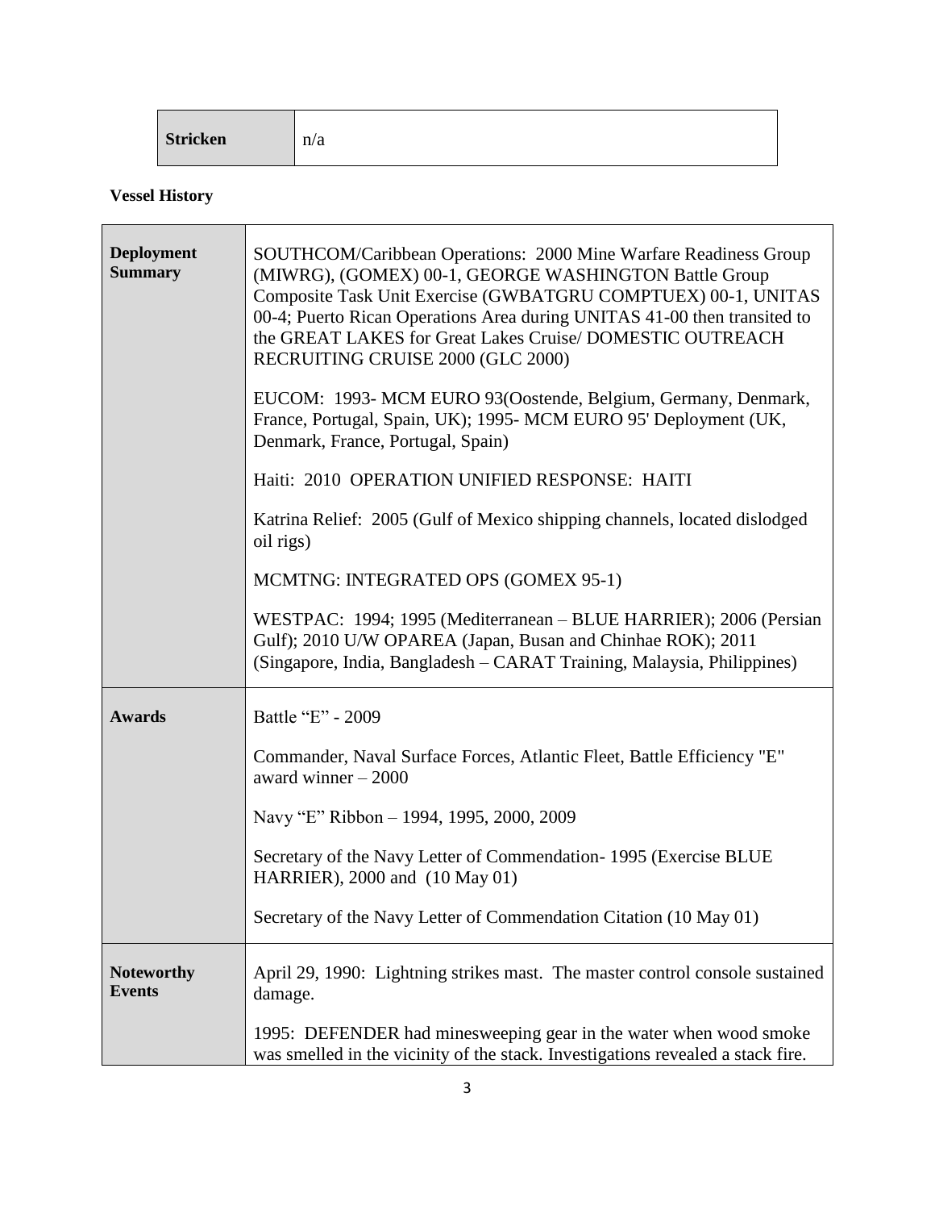| | |
|---|---|
| **Stricken** | n/a |

**Vessel History**

| | |
|---|---|
| **Deployment Summary** | SOUTHCOM/Caribbean Operations: 2000 Mine Warfare Readiness Group (MIWRG), (GOMEX) 00-1, GEORGE WASHINGTON Battle Group Composite Task Unit Exercise (GWBATGRU COMPTUEX) 00-1, UNITAS 00-4; Puerto Rican Operations Area during UNITAS 41-00 then transited to the GREAT LAKES for Great Lakes Cruise/ DOMESTIC OUTREACH RECRUITING CRUISE 2000 (GLC 2000)<br><br>EUCOM: 1993- MCM EURO 93(Oostende, Belgium, Germany, Denmark, France, Portugal, Spain, UK); 1995- MCM EURO 95' Deployment (UK, Denmark, France, Portugal, Spain)<br><br>Haiti: 2010 OPERATION UNIFIED RESPONSE: HAITI<br><br>Katrina Relief: 2005 (Gulf of Mexico shipping channels, located dislodged oil rigs)<br><br>MCMTNG: INTEGRATED OPS (GOMEX 95-1)<br><br>WESTPAC: 1994; 1995 (Mediterranean – BLUE HARRIER); 2006 (Persian Gulf); 2010 U/W OPAREA (Japan, Busan and Chinhae ROK); 2011 (Singapore, India, Bangladesh – CARAT Training, Malaysia, Philippines) |
| **Awards** | Battle "E" - 2009<br><br>Commander, Naval Surface Forces, Atlantic Fleet, Battle Efficiency "E" award winner – 2000<br><br>Navy "E" Ribbon – 1994, 1995, 2000, 2009<br><br>Secretary of the Navy Letter of Commendation- 1995 (Exercise BLUE HARRIER), 2000 and (10 May 01)<br><br>Secretary of the Navy Letter of Commendation Citation (10 May 01) |
| **Noteworthy Events** | April 29, 1990: Lightning strikes mast. The master control console sustained damage.<br><br>1995: DEFENDER had minesweeping gear in the water when wood smoke was smelled in the vicinity of the stack. Investigations revealed a stack fire. |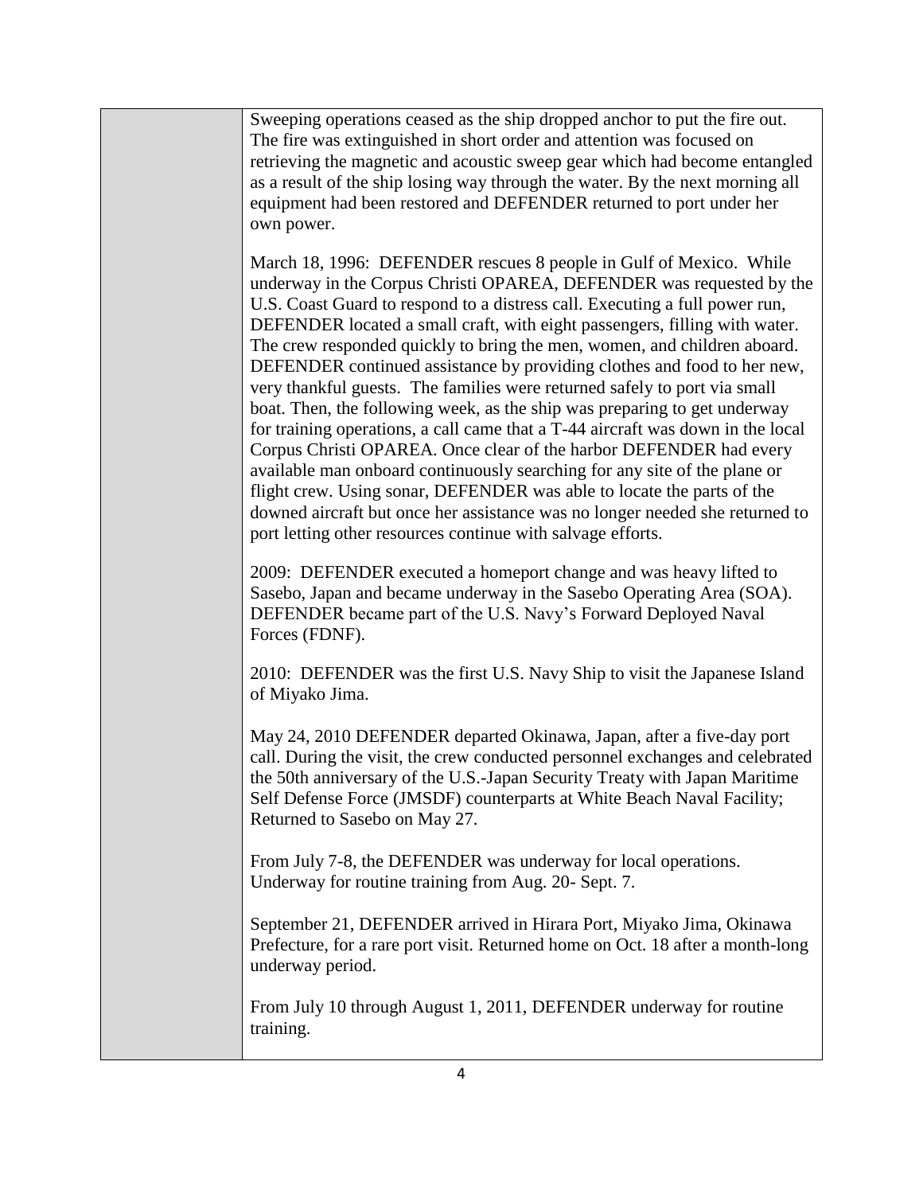Sweeping operations ceased as the ship dropped anchor to put the fire out. The fire was extinguished in short order and attention was focused on retrieving the magnetic and acoustic sweep gear which had become entangled as a result of the ship losing way through the water. By the next morning all equipment had been restored and DEFENDER returned to port under her own power.

March 18, 1996: DEFENDER rescues 8 people in Gulf of Mexico. While underway in the Corpus Christi OPAREA, DEFENDER was requested by the U.S. Coast Guard to respond to a distress call. Executing a full power run, DEFENDER located a small craft, with eight passengers, filling with water. The crew responded quickly to bring the men, women, and children aboard. DEFENDER continued assistance by providing clothes and food to her new, very thankful guests. The families were returned safely to port via small boat. Then, the following week, as the ship was preparing to get underway for training operations, a call came that a T-44 aircraft was down in the local Corpus Christi OPAREA. Once clear of the harbor DEFENDER had every available man onboard continuously searching for any site of the plane or flight crew. Using sonar, DEFENDER was able to locate the parts of the downed aircraft but once her assistance was no longer needed she returned to port letting other resources continue with salvage efforts.

2009: DEFENDER executed a homeport change and was heavy lifted to Sasebo, Japan and became underway in the Sasebo Operating Area (SOA). DEFENDER became part of the U.S. Navy's Forward Deployed Naval Forces (FDNF).

2010: DEFENDER was the first U.S. Navy Ship to visit the Japanese Island of Miyako Jima.

May 24, 2010 DEFENDER departed Okinawa, Japan, after a five-day port call. During the visit, the crew conducted personnel exchanges and celebrated the 50th anniversary of the U.S.-Japan Security Treaty with Japan Maritime Self Defense Force (JMSDF) counterparts at White Beach Naval Facility; Returned to Sasebo on May 27.

From July 7-8, the DEFENDER was underway for local operations. Underway for routine training from Aug. 20- Sept. 7.

September 21, DEFENDER arrived in Hirara Port, Miyako Jima, Okinawa Prefecture, for a rare port visit. Returned home on Oct. 18 after a month-long underway period.

From July 10 through August 1, 2011, DEFENDER underway for routine training.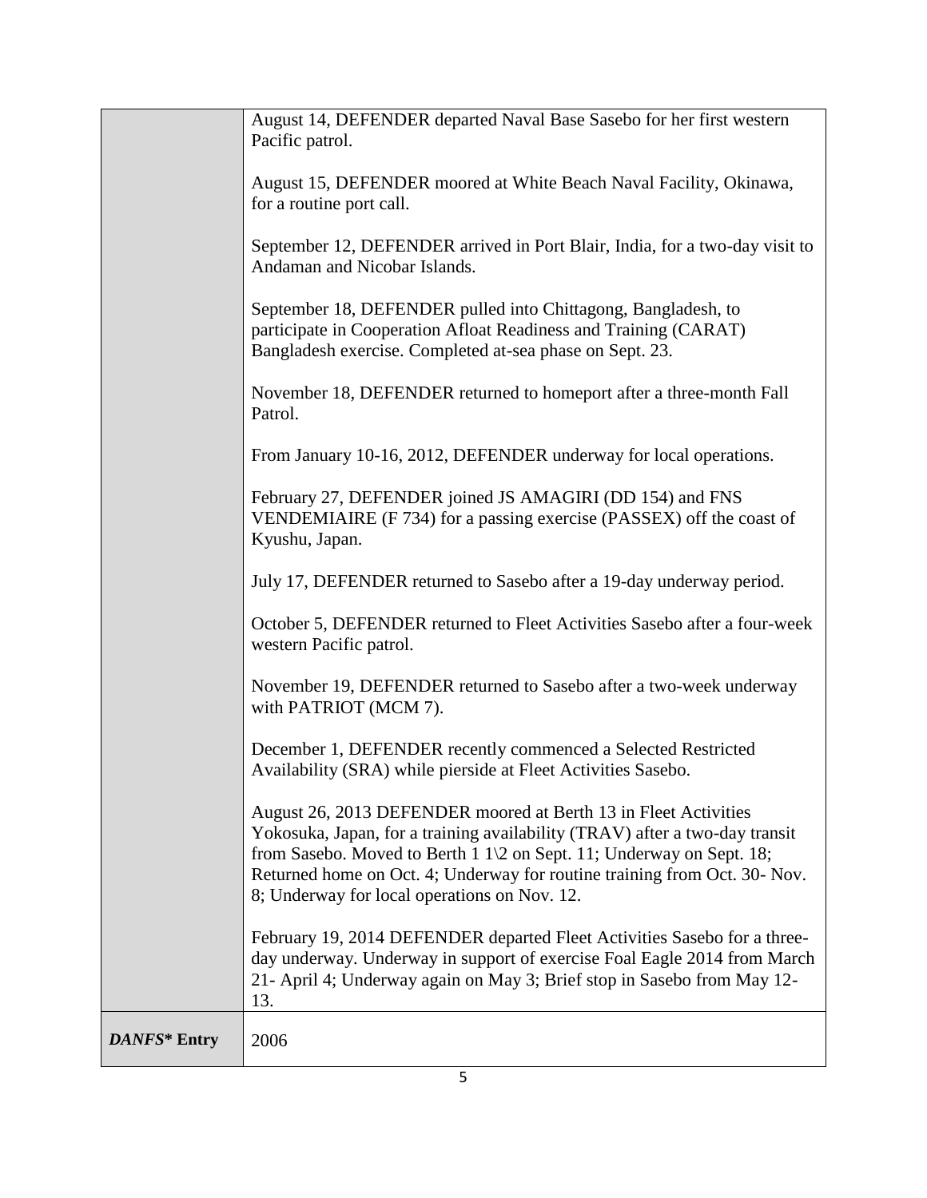| | |
|---|---|
| | August 14, DEFENDER departed Naval Base Sasebo for her first western Pacific patrol.<br><br>August 15, DEFENDER moored at White Beach Naval Facility, Okinawa, for a routine port call.<br><br>September 12, DEFENDER arrived in Port Blair, India, for a two-day visit to Andaman and Nicobar Islands.<br><br>September 18, DEFENDER pulled into Chittagong, Bangladesh, to participate in Cooperation Afloat Readiness and Training (CARAT) Bangladesh exercise. Completed at-sea phase on Sept. 23.<br><br>November 18, DEFENDER returned to homeport after a three-month Fall Patrol.<br><br>From January 10-16, 2012, DEFENDER underway for local operations.<br><br>February 27, DEFENDER joined JS AMAGIRI (DD 154) and FNS VENDEMIAIRE (F 734) for a passing exercise (PASSEX) off the coast of Kyushu, Japan.<br><br>July 17, DEFENDER returned to Sasebo after a 19-day underway period.<br><br>October 5, DEFENDER returned to Fleet Activities Sasebo after a four-week western Pacific patrol.<br><br>November 19, DEFENDER returned to Sasebo after a two-week underway with PATRIOT (MCM 7).<br><br>December 1, DEFENDER recently commenced a Selected Restricted Availability (SRA) while pierside at Fleet Activities Sasebo.<br><br>August 26, 2013 DEFENDER moored at Berth 13 in Fleet Activities Yokosuka, Japan, for a training availability (TRAV) after a two-day transit from Sasebo. Moved to Berth 1 1\2 on Sept. 11; Underway on Sept. 18; Returned home on Oct. 4; Underway for routine training from Oct. 30- Nov. 8; Underway for local operations on Nov. 12.<br><br>February 19, 2014 DEFENDER departed Fleet Activities Sasebo for a three-day underway. Underway in support of exercise Foal Eagle 2014 from March 21- April 4; Underway again on May 3; Brief stop in Sasebo from May 12-13. |
| ***DANFS\** Entry*** | 2006 |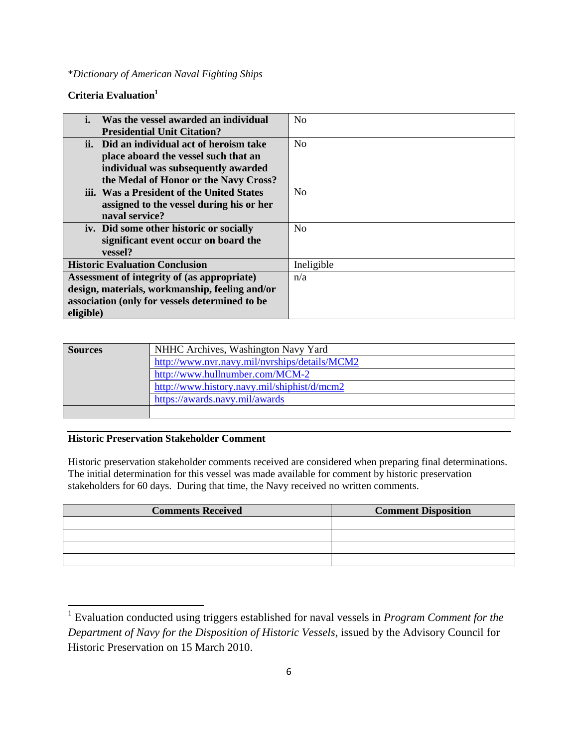\**Dictionary of American Naval Fighting Ships*

**Criteria Evaluation**[1]

| | |
|---|---|
| **i. Was the vessel awarded an individual Presidential Unit Citation?** | No |
| **ii. Did an individual act of heroism take place aboard the vessel such that an individual was subsequently awarded the Medal of Honor or the Navy Cross?** | No |
| **iii. Was a President of the United States assigned to the vessel during his or her naval service?** | No |
| **iv. Did some other historic or socially significant event occur on board the vessel?** | No |
| **Historic Evaluation Conclusion** | Ineligible |
| **Assessment of integrity of (as appropriate) design, materials, workmanship, feeling and/or association (only for vessels determined to be eligible)** | n/a |

| | |
|---|---|
| **Sources** | NHHC Archives, Washington Navy Yard |
| | http://www.nvr.navy.mil/nvrships/details/MCM2 |
| | http://www.hullnumber.com/MCM-2 |
| | http://www.history.navy.mil/shiphist/d/mcm2 |
| | https://awards.navy.mil/awards |
| | |

### Historic Preservation Stakeholder Comment

Historic preservation stakeholder comments received are considered when preparing final determinations. The initial determination for this vessel was made available for comment by historic preservation stakeholders for 60 days. During that time, the Navy received no written comments.

| Comments Received | Comment Disposition |
|---|---|
| | |
| | |
| | |
| | |

[1] Evaluation conducted using triggers established for naval vessels in *Program Comment for the Department of Navy for the Disposition of Historic Vessels*, issued by the Advisory Council for Historic Preservation on 15 March 2010.